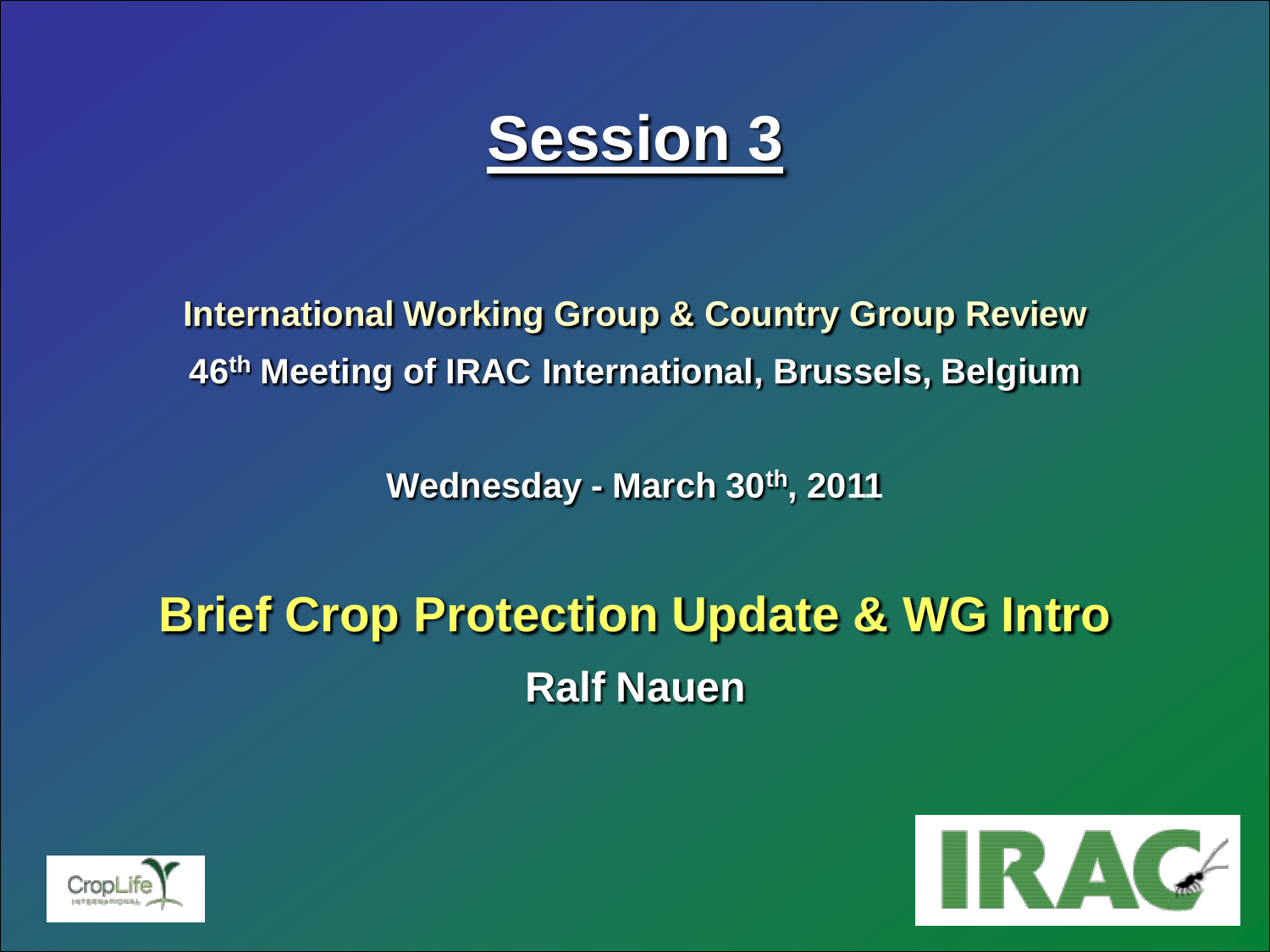# Session 3

**International Working Group & Country Group Review**

**46th Meeting of IRAC International, Brussels, Belgium**

**Wednesday - March 30th, 2011**

## Brief Crop Protection Update & WG Intro

**Ralf Nauen**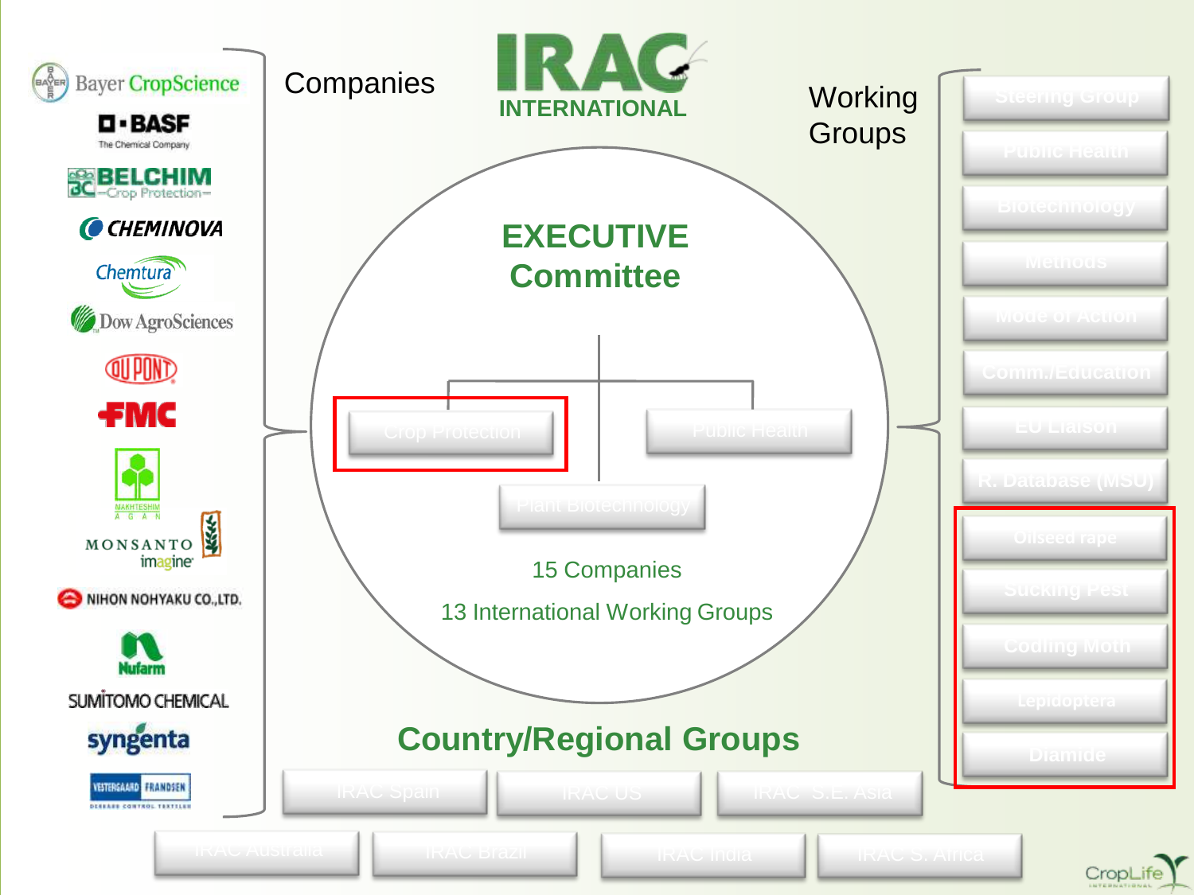# IRAC INTERNATIONAL

## Companies

- Bayer CropScience
- BASF The Chemical Company
- BELCHIM Crop Protection
- CHEMINOVA
- Chemtura
- Dow AgroSciences
- DuPont
- FMC
- Makhteshim Agan
- Monsanto imagine
- Nihon Nohyaku Co., Ltd.
- Nufarm
- Sumitomo Chemical
- syngenta
- Vestergaard Frandsen

## EXECUTIVE Committee

- Crop Protection
- Public Health
- Plant Biotechnology

15 Companies

13 International Working Groups

## Working Groups

- Steering Group
- Public Health
- Biotechnology
- Methods
- Mode of Action
- Comm./Education
- EU Liaison
- R. Database (MSU)
- Oilseed rape
- Sucking Pest
- Codling Moth
- Lepidoptera
- Diamide

## Country/Regional Groups

- IRAC Spain
- IRAC US
- IRAC S.E. Asia
- IRAC Australia
- IRAC Brazil
- IRAC India
- IRAC S. Africa

CropLife International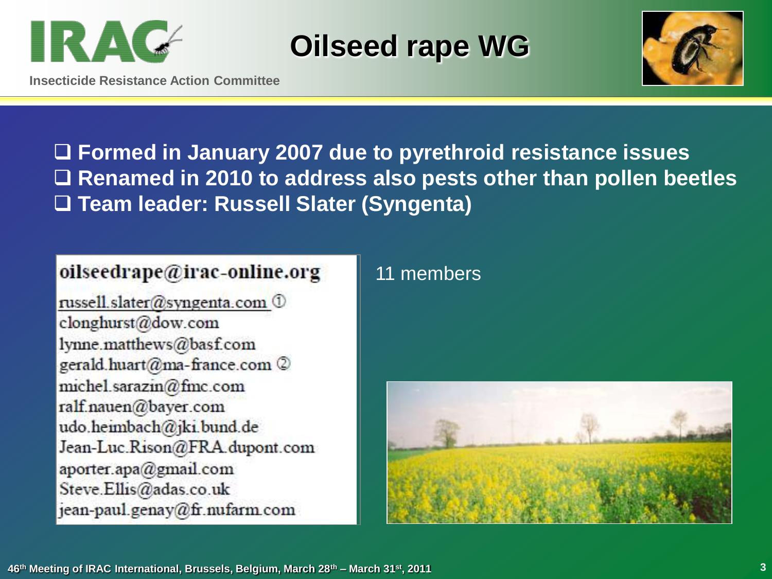# Oilseed rape WG

- Formed in January 2007 due to pyrethroid resistance issues
- Renamed in 2010 to address also pests other than pollen beetles
- Team leader: Russell Slater (Syngenta)

**oilseedrape@irac-online.org**

russell.slater@syngenta.com ①
clonghurst@dow.com
lynne.matthews@basf.com
gerald.huart@ma-france.com ②
michel.sarazin@fmc.com
ralf.nauen@bayer.com
udo.heimbach@jki.bund.de
Jean-Luc.Rison@FRA.dupont.com
aporter.apa@gmail.com
Steve.Ellis@adas.co.uk
jean-paul.genay@fr.nufarm.com

11 members

46th Meeting of IRAC International, Brussels, Belgium, March 28th – March 31st, 2011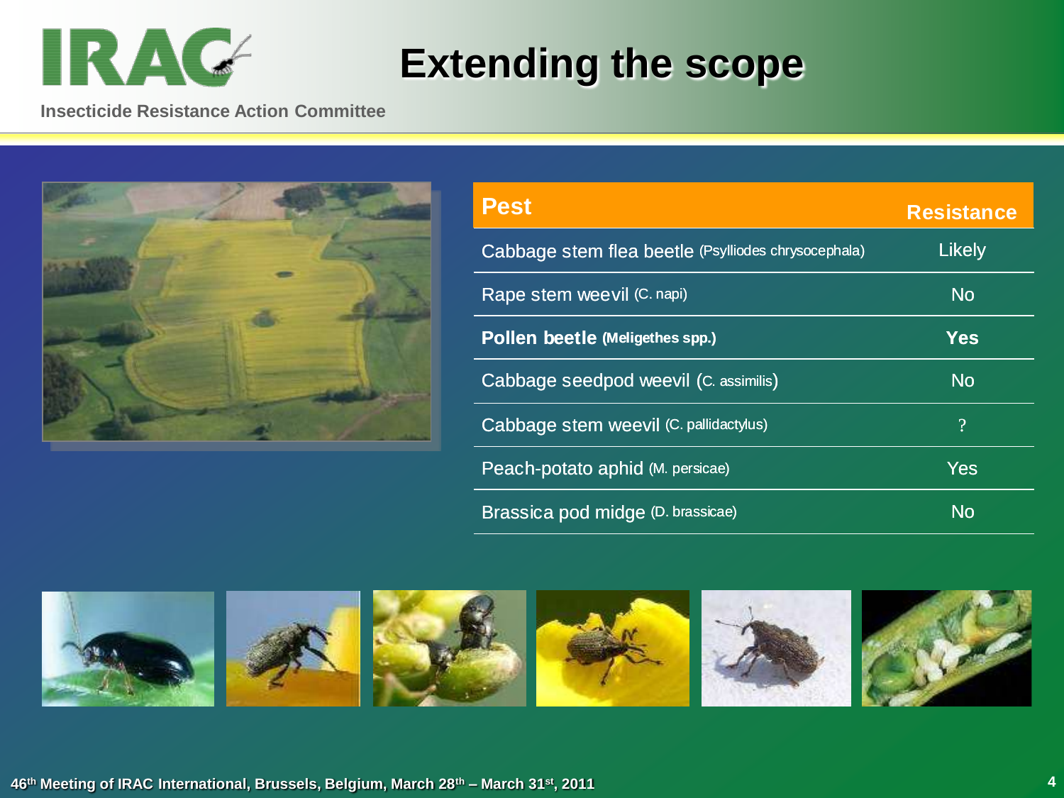# Extending the scope

| Pest | Resistance |
|---|---|
| Cabbage stem flea beetle (Psylliodes chrysocephala) | Likely |
| Rape stem weevil (C. napi) | No |
| **Pollen beetle (Meligethes spp.)** | **Yes** |
| Cabbage seedpod weevil (C. assimilis) | No |
| Cabbage stem weevil (C. pallidactylus) | ? |
| Peach-potato aphid (M. persicae) | Yes |
| Brassica pod midge (D. brassicae) | No |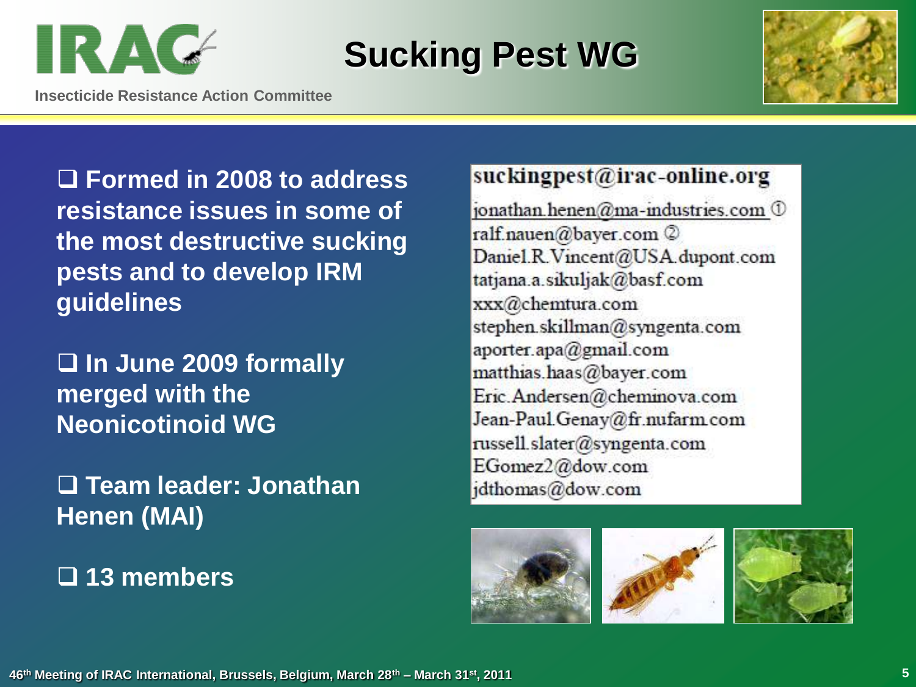# Sucking Pest WG

Insecticide Resistance Action Committee

- Formed in 2008 to address resistance issues in some of the most destructive sucking pests and to develop IRM guidelines
- In June 2009 formally merged with the Neonicotinoid WG
- Team leader: Jonathan Henen (MAI)
- 13 members

**suckingpest@irac-online.org**

jonathan.henen@ma-industries.com ①
ralf.nauen@bayer.com ②
Daniel.R.Vincent@USA.dupont.com
tatjana.a.sikuljak@basf.com
xxx@chemtura.com
stephen.skillman@syngenta.com
aporter.apa@gmail.com
matthias.haas@bayer.com
Eric.Andersen@cheminova.com
Jean-Paul.Genay@fr.nufarm.com
russell.slater@syngenta.com
EGomez2@dow.com
jdthomas@dow.com

46th Meeting of IRAC International, Brussels, Belgium, March 28th – March 31st, 2011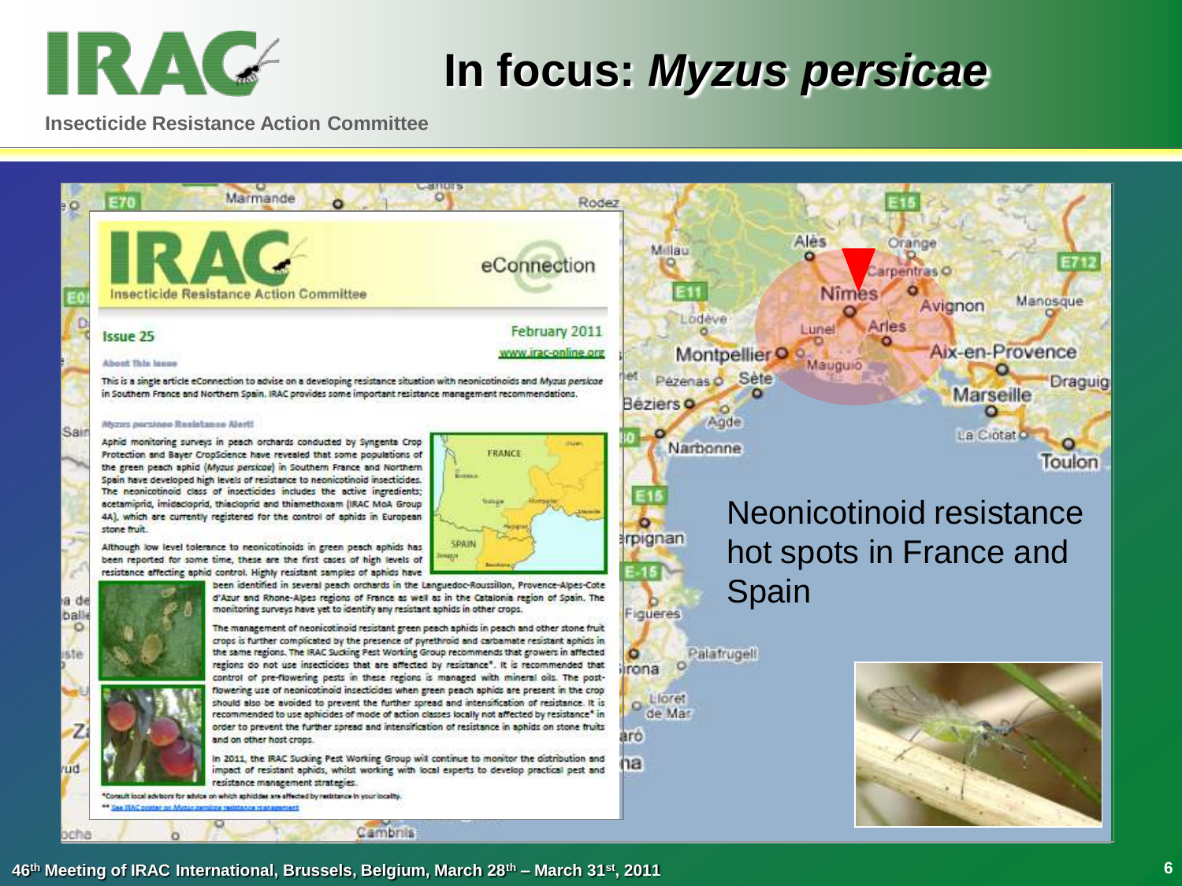# In focus: *Myzus persicae*

IRAC eConnection

Insecticide Resistance Action Committee

**Issue 25**

February 2011

www.irac-online.org

**About This Issue**

This is a single article eConnection to advise on a developing resistance situation with neonicotinoids and *Myzus persicae* in Southern France and Northern Spain. IRAC provides some important resistance management recommendations.

***Myzus persicae* Resistance Alert!**

Aphid monitoring surveys in peach orchards conducted by Syngenta Crop Protection and Bayer CropScience have revealed that some populations of the green peach aphid (*Myzus persicae*) in Southern France and Northern Spain have developed high levels of resistance to neonicotinoid insecticides. The neonicotinoid class of insecticides includes the active ingredients; acetamiprid, imidacloprid, thiacloprid and thiamethoxam (IRAC MoA Group 4A), which are currently registered for the control of aphids in European stone fruit.

Although low level tolerance to neonicotinoids in green peach aphids has been reported for some time, these are the first cases of high levels of resistance affecting aphid control. Highly resistant samples of aphids have been identified in several peach orchards in the Languedoc-Roussillon, Provence-Alpes-Cote d'Azur and Rhone-Alpes regions of France as well as in the Catalonia region of Spain. The monitoring surveys have yet to identify any resistant aphids in other crops.

The management of neonicotinoid resistant green peach aphids in peach and other stone fruit crops is further complicated by the presence of pyrethroid and carbamate resistant aphids in the same regions. The IRAC Sucking Pest Working Group recommends that growers in affected regions do not use insecticides that are affected by resistance*. It is recommended that control of pre-flowering pests in these regions is managed with mineral oils. The post-flowering use of neonicotinoid insecticides when green peach aphids are present in the crop should also be avoided to prevent the further spread and intensification of resistance. It is recommended to use aphicides of mode of action classes locally not affected by resistance* in order to prevent the further spread and intensification of resistance in aphids on stone fruits and on other host crops.

In 2011, the IRAC Sucking Pest Working Group will continue to monitor the distribution and impact of resistant aphids, whilst working with local experts to develop practical pest and resistance management strategies.

*Consult local advisors for advice on which aphicides are affected by resistance in your locality.

** See IRAC poster on *Myzus persicae* resistance management

Neonicotinoid resistance hot spots in France and Spain

46th Meeting of IRAC International, Brussels, Belgium, March 28th – March 31st, 2011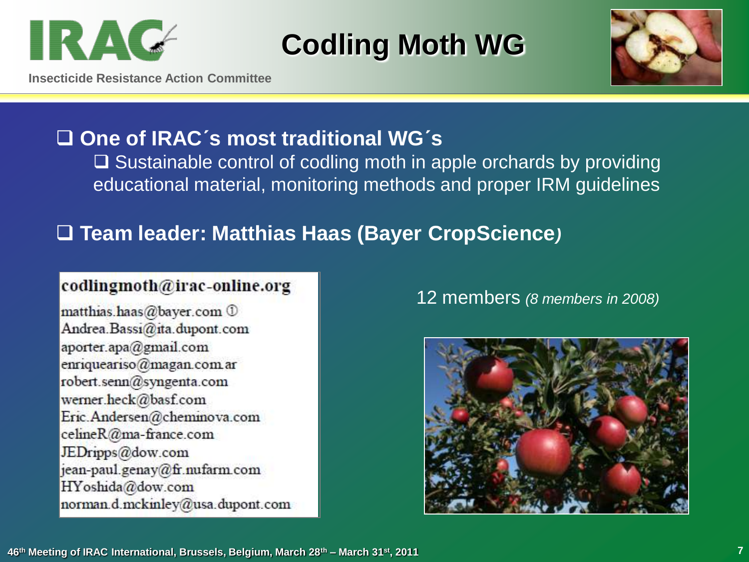# Codling Moth WG

IRAC

Insecticide Resistance Action Committee

- **One of IRAC´s most traditional WG´s**
  - Sustainable control of codling moth in apple orchards by providing educational material, monitoring methods and proper IRM guidelines
- **Team leader: Matthias Haas (Bayer CropScience)**

codlingmoth@irac-online.org

matthias.haas@bayer.com ①
Andrea.Bassi@ita.dupont.com
aporter.apa@gmail.com
enriqueariso@magan.com.ar
robert.senn@syngenta.com
werner.heck@basf.com
Eric.Andersen@cheminova.com
celineR@ma-france.com
JEDripps@dow.com
jean-paul.genay@fr.nufarm.com
HYoshida@dow.com
norman.d.mckinley@usa.dupont.com

12 members *(8 members in 2008)*

46th Meeting of IRAC International, Brussels, Belgium, March 28th – March 31st, 2011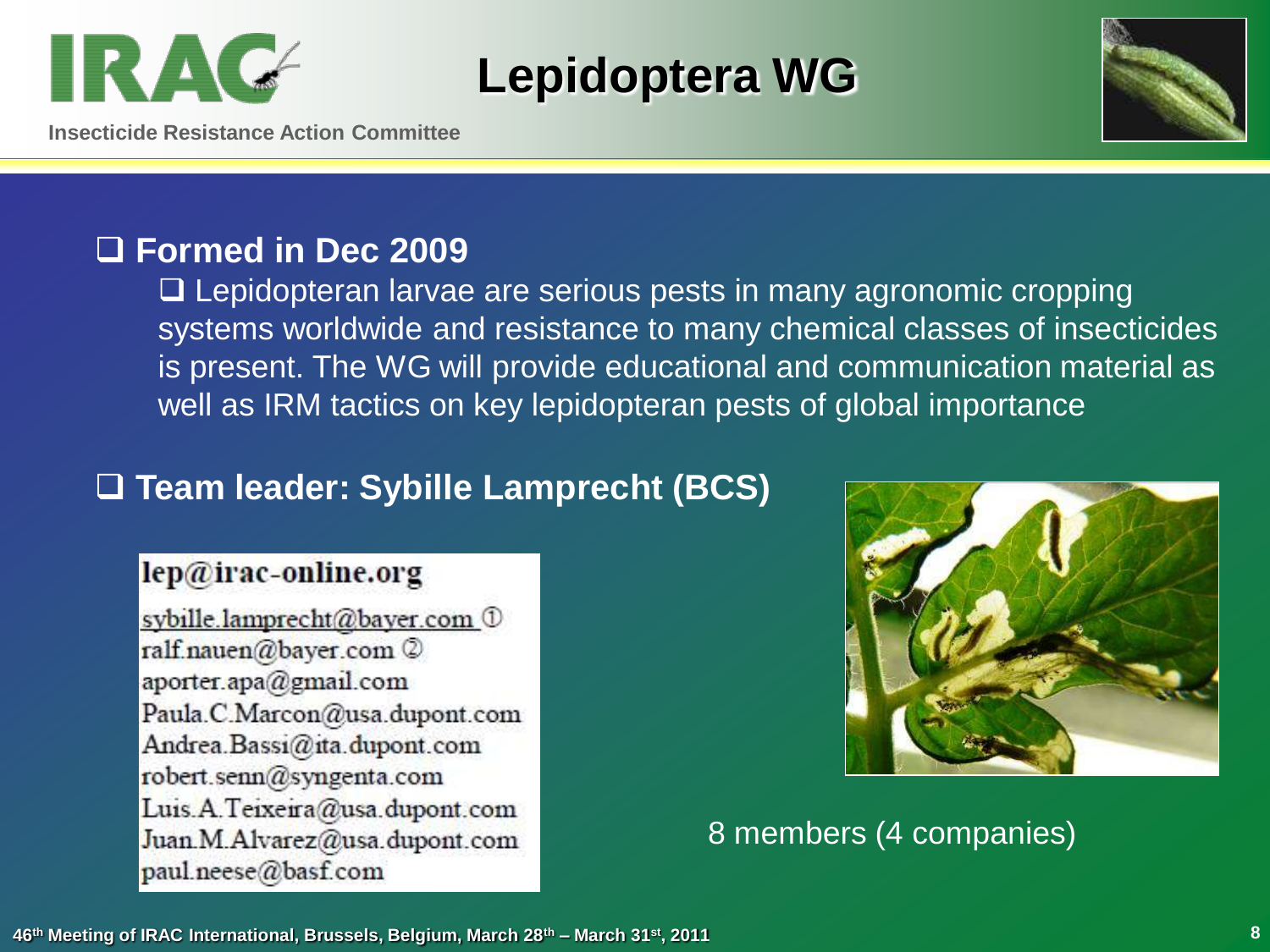# Lepidoptera WG

IRAC – Insecticide Resistance Action Committee

- **Formed in Dec 2009**
  - Lepidopteran larvae are serious pests in many agronomic cropping systems worldwide and resistance to many chemical classes of insecticides is present. The WG will provide educational and communication material as well as IRM tactics on key lepidopteran pests of global importance

- **Team leader: Sybille Lamprecht (BCS)**

**lep@irac-online.org**

sybille.lamprecht@bayer.com ①
ralf.nauen@bayer.com ②
aporter.apa@gmail.com
Paula.C.Marcon@usa.dupont.com
Andrea.Bassi@ita.dupont.com
robert.senn@syngenta.com
Luis.A.Teixeira@usa.dupont.com
Juan.M.Alvarez@usa.dupont.com
paul.neese@basf.com

8 members (4 companies)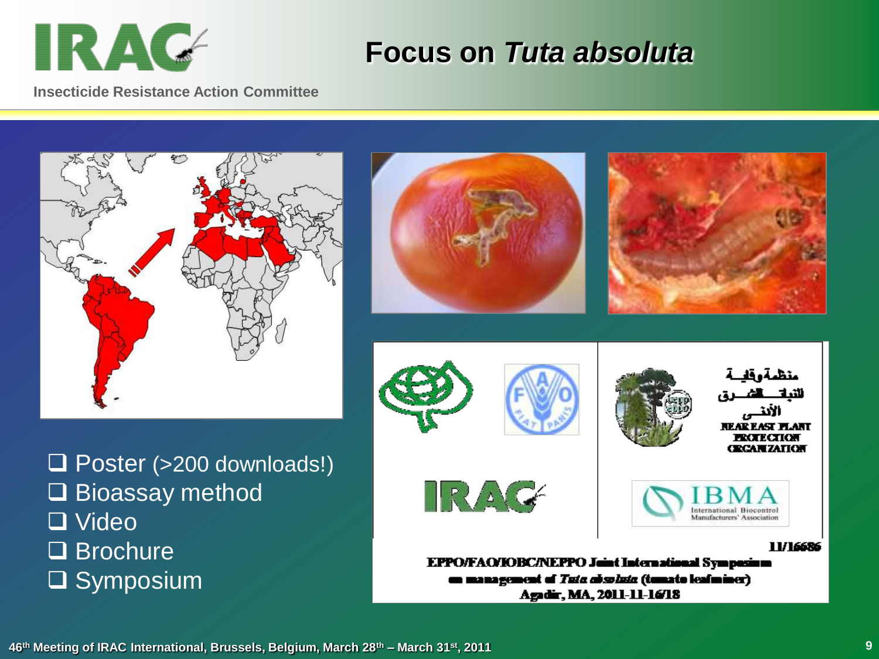# Focus on *Tuta absoluta*

IRAC
Insecticide Resistance Action Committee

- ❑ Poster (>200 downloads!)
- ❑ Bioassay method
- ❑ Video
- ❑ Brochure
- ❑ Symposium

منظمة وقاية للنباتات الشرق الأدنى
NEAR EAST PLANT PROTECTION ORGANIZATION

IRAC

IBMA
International Biocontrol Manufacturers' Association

11/16686

EPPO/FAO/IOBC/NEPPO Joint International Symposium on management of *Tuta absoluta* (tomato leafminer)
Agadir, MA, 2011-11-16/18

46th Meeting of IRAC International, Brussels, Belgium, March 28th – March 31st, 2011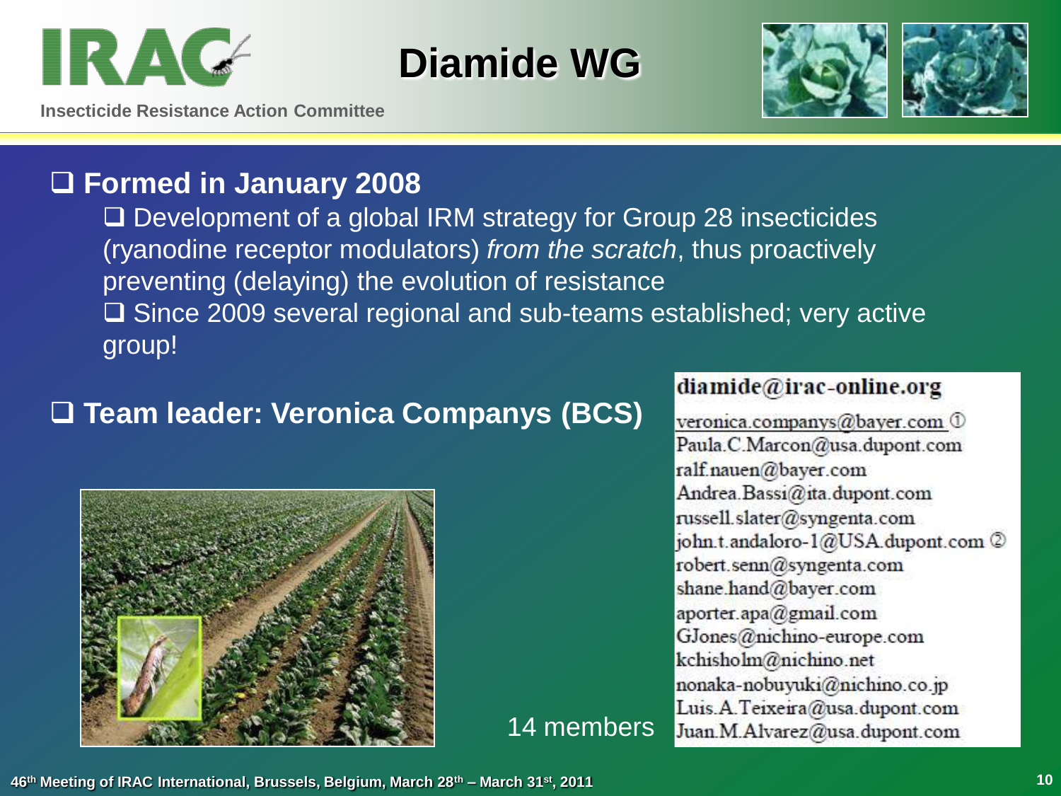# Diamide WG

IRAC

Insecticide Resistance Action Committee

- **Formed in January 2008**
  - Development of a global IRM strategy for Group 28 insecticides (ryanodine receptor modulators) *from the scratch*, thus proactively preventing (delaying) the evolution of resistance
  - Since 2009 several regional and sub-teams established; very active group!

- **Team leader: Veronica Companys (BCS)**

14 members

**diamide@irac-online.org**

veronica.companys@bayer.com ①
Paula.C.Marcon@usa.dupont.com
ralf.nauen@bayer.com
Andrea.Bassi@ita.dupont.com
russell.slater@syngenta.com
john.t.andaloro-1@USA.dupont.com ②
robert.senn@syngenta.com
shane.hand@bayer.com
aporter.apa@gmail.com
GJones@nichino-europe.com
kchisholm@nichino.net
nonaka-nobuyuki@nichino.co.jp
Luis.A.Teixeira@usa.dupont.com
Juan.M.Alvarez@usa.dupont.com

46th Meeting of IRAC International, Brussels, Belgium, March 28th – March 31st, 2011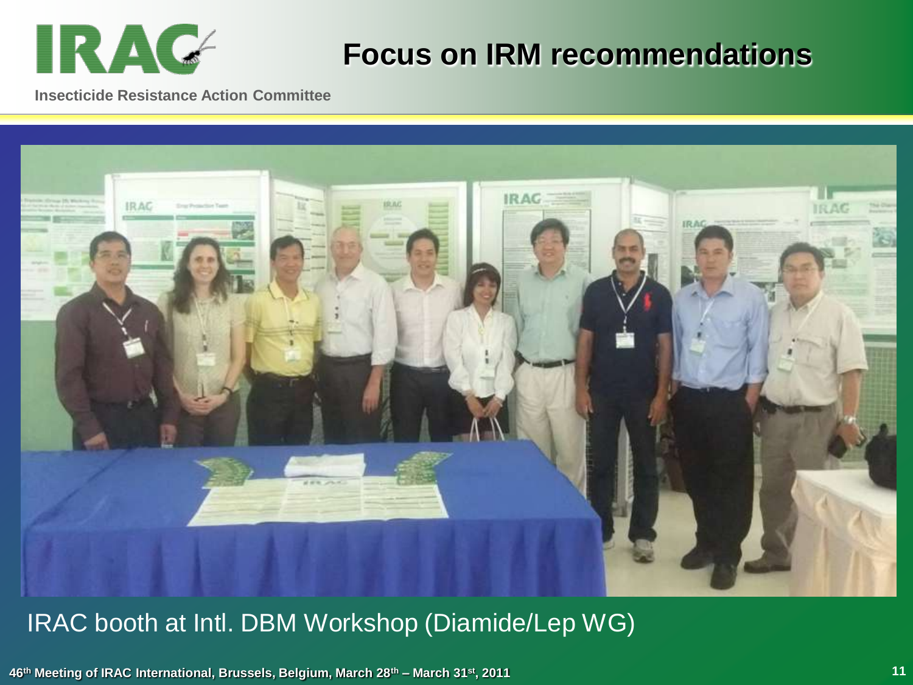# Focus on IRM recommendations

IRAC booth at Intl. DBM Workshop (Diamide/Lep WG)